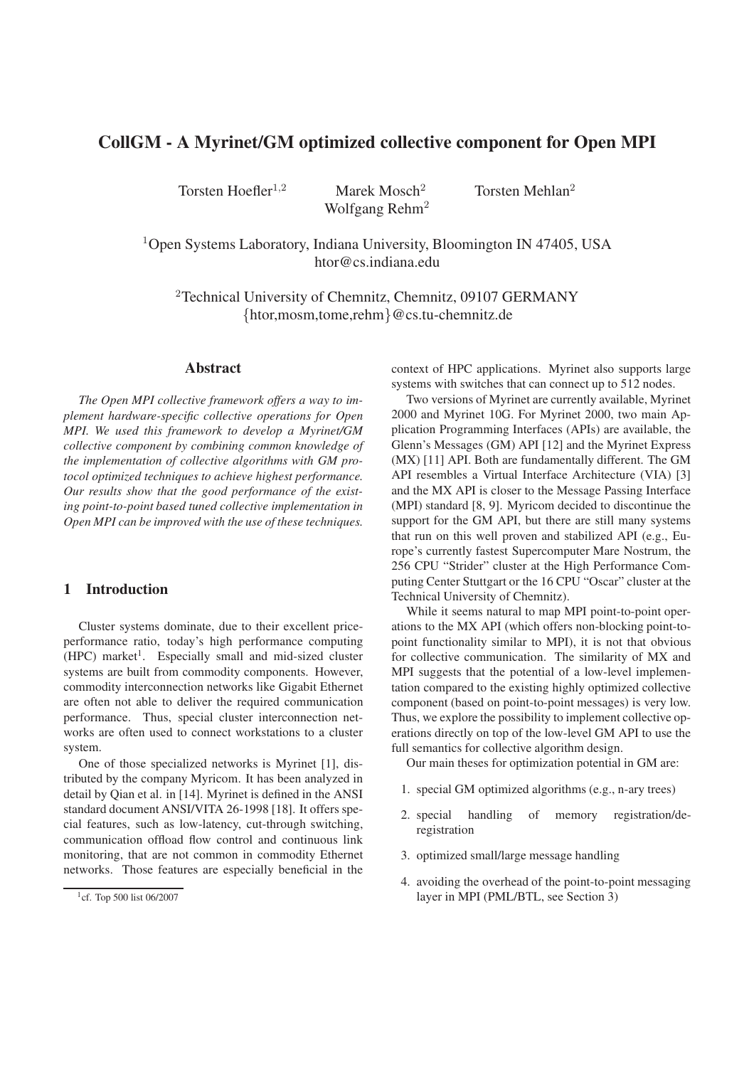# CollGM - A Myrinet/GM optimized collective component for Open MPI

Torsten Hoefler[1,2] Marek Mosch[2] Torsten Mehlan[2] Wolfgang Rehm[2]

[1]Open Systems Laboratory, Indiana University, Bloomington IN 47405, USA
htor@cs.indiana.edu

[2]Technical University of Chemnitz, Chemnitz, 09107 GERMANY
{htor,mosm,tome,rehm}@cs.tu-chemnitz.de

## Abstract

*The Open MPI collective framework offers a way to implement hardware-specific collective operations for Open MPI. We used this framework to develop a Myrinet/GM collective component by combining common knowledge of the implementation of collective algorithms with GM protocol optimized techniques to achieve highest performance. Our results show that the good performance of the existing point-to-point based tuned collective implementation in Open MPI can be improved with the use of these techniques.*

## 1 Introduction

Cluster systems dominate, due to their excellent price-performance ratio, today's high performance computing (HPC) market[1]. Especially small and mid-sized cluster systems are built from commodity components. However, commodity interconnection networks like Gigabit Ethernet are often not able to deliver the required communication performance. Thus, special cluster interconnection networks are often used to connect workstations to a cluster system.

One of those specialized networks is Myrinet [1], distributed by the company Myricom. It has been analyzed in detail by Qian et al. in [14]. Myrinet is defined in the ANSI standard document ANSI/VITA 26-1998 [18]. It offers special features, such as low-latency, cut-through switching, communication offload flow control and continuous link monitoring, that are not common in commodity Ethernet networks. Those features are especially beneficial in the context of HPC applications. Myrinet also supports large systems with switches that can connect up to 512 nodes.

Two versions of Myrinet are currently available, Myrinet 2000 and Myrinet 10G. For Myrinet 2000, two main Application Programming Interfaces (APIs) are available, the Glenn's Messages (GM) API [12] and the Myrinet Express (MX) [11] API. Both are fundamentally different. The GM API resembles a Virtual Interface Architecture (VIA) [3] and the MX API is closer to the Message Passing Interface (MPI) standard [8, 9]. Myricom decided to discontinue the support for the GM API, but there are still many systems that run on this well proven and stabilized API (e.g., Europe's currently fastest Supercomputer Mare Nostrum, the 256 CPU "Strider" cluster at the High Performance Computing Center Stuttgart or the 16 CPU "Oscar" cluster at the Technical University of Chemnitz).

While it seems natural to map MPI point-to-point operations to the MX API (which offers non-blocking point-to-point functionality similar to MPI), it is not that obvious for collective communication. The similarity of MX and MPI suggests that the potential of a low-level implementation compared to the existing highly optimized collective component (based on point-to-point messages) is very low. Thus, we explore the possibility to implement collective operations directly on top of the low-level GM API to use the full semantics for collective algorithm design.

Our main theses for optimization potential in GM are:

1. special GM optimized algorithms (e.g., n-ary trees)
2. special handling of memory registration/de-registration
3. optimized small/large message handling
4. avoiding the overhead of the point-to-point messaging layer in MPI (PML/BTL, see Section 3)

[1] cf. Top 500 list 06/2007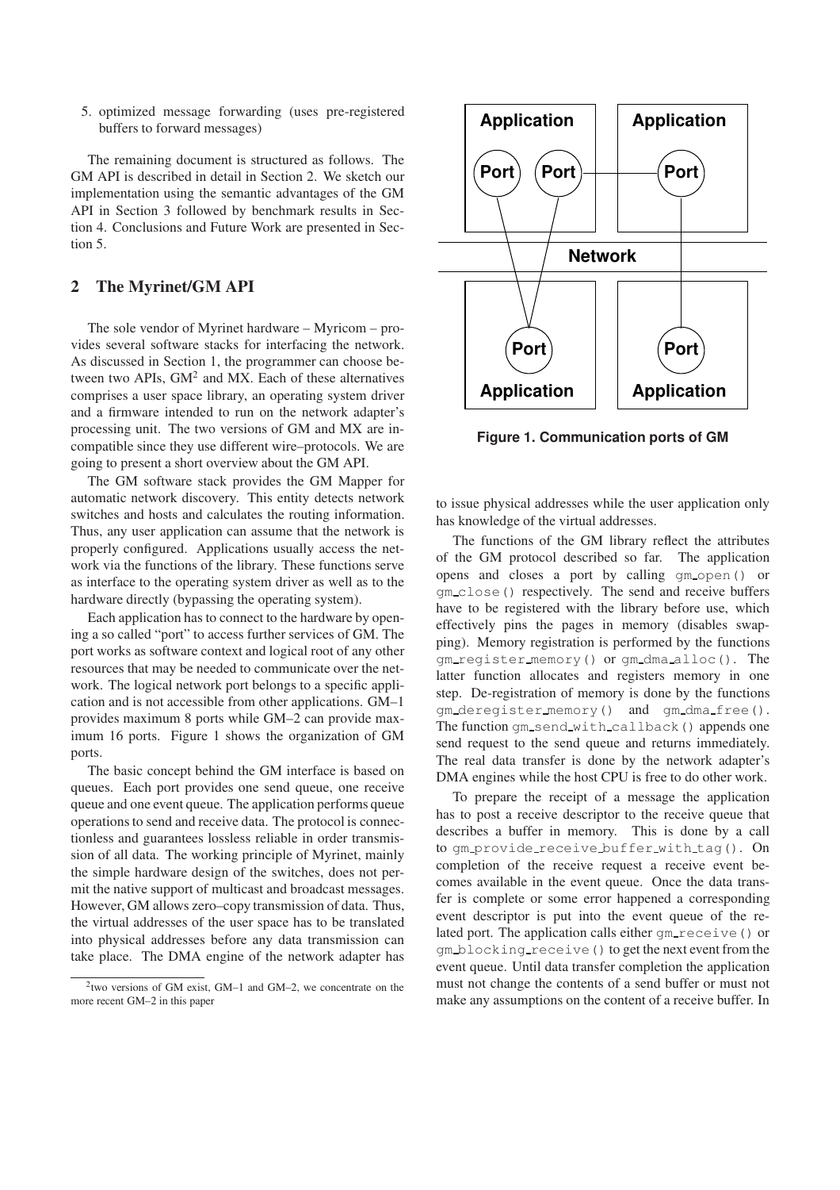5. optimized message forwarding (uses pre-registered buffers to forward messages)

The remaining document is structured as follows. The GM API is described in detail in Section 2. We sketch our implementation using the semantic advantages of the GM API in Section 3 followed by benchmark results in Section 4. Conclusions and Future Work are presented in Section 5.

## 2 The Myrinet/GM API

The sole vendor of Myrinet hardware – Myricom – provides several software stacks for interfacing the network. As discussed in Section 1, the programmer can choose between two APIs, GM[2] and MX. Each of these alternatives comprises a user space library, an operating system driver and a firmware intended to run on the network adapter's processing unit. The two versions of GM and MX are incompatible since they use different wire–protocols. We are going to present a short overview about the GM API.

The GM software stack provides the GM Mapper for automatic network discovery. This entity detects network switches and hosts and calculates the routing information. Thus, any user application can assume that the network is properly configured. Applications usually access the network via the functions of the library. These functions serve as interface to the operating system driver as well as to the hardware directly (bypassing the operating system).

Each application has to connect to the hardware by opening a so called "port" to access further services of GM. The port works as software context and logical root of any other resources that may be needed to communicate over the network. The logical network port belongs to a specific application and is not accessible from other applications. GM–1 provides maximum 8 ports while GM–2 can provide maximum 16 ports. Figure 1 shows the organization of GM ports.

The basic concept behind the GM interface is based on queues. Each port provides one send queue, one receive queue and one event queue. The application performs queue operations to send and receive data. The protocol is connectionless and guarantees lossless reliable in order transmission of all data. The working principle of Myrinet, mainly the simple hardware design of the switches, does not permit the native support of multicast and broadcast messages. However, GM allows zero–copy transmission of data. Thus, the virtual addresses of the user space has to be translated into physical addresses before any data transmission can take place. The DMA engine of the network adapter has to issue physical addresses while the user application only has knowledge of the virtual addresses.

[2] two versions of GM exist, GM–1 and GM–2, we concentrate on the more recent GM–2 in this paper

**Figure 1. Communication ports of GM**

The functions of the GM library reflect the attributes of the GM protocol described so far. The application opens and closes a port by calling `gm_open()` or `gm_close()` respectively. The send and receive buffers have to be registered with the library before use, which effectively pins the pages in memory (disables swapping). Memory registration is performed by the functions `gm_register_memory()` or `gm_dma_alloc()`. The latter function allocates and registers memory in one step. De-registration of memory is done by the functions `gm_deregister_memory()` and `gm_dma_free()`. The function `gm_send_with_callback()` appends one send request to the send queue and returns immediately. The real data transfer is done by the network adapter's DMA engines while the host CPU is free to do other work.

To prepare the receipt of a message the application has to post a receive descriptor to the receive queue that describes a buffer in memory. This is done by a call to `gm_provide_receive_buffer_with_tag()`. On completion of the receive request a receive event becomes available in the event queue. Once the data transfer is complete or some error happened a corresponding event descriptor is put into the event queue of the related port. The application calls either `gm_receive()` or `gm_blocking_receive()` to get the next event from the event queue. Until data transfer completion the application must not change the contents of a send buffer or must not make any assumptions on the content of a receive buffer. In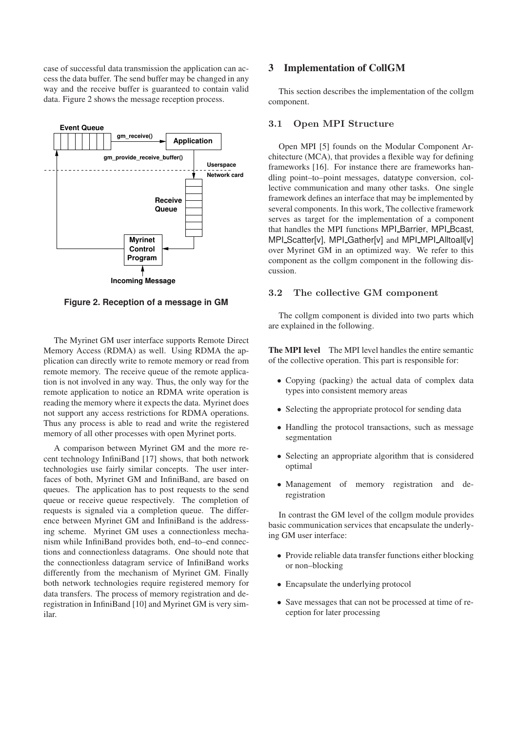case of successful data transmission the application can access the data buffer. The send buffer may be changed in any way and the receive buffer is guaranteed to contain valid data. Figure 2 shows the message reception process.

**Figure 2. Reception of a message in GM**

The Myrinet GM user interface supports Remote Direct Memory Access (RDMA) as well. Using RDMA the application can directly write to remote memory or read from remote memory. The receive queue of the remote application is not involved in any way. Thus, the only way for the remote application to notice an RDMA write operation is reading the memory where it expects the data. Myrinet does not support any access restrictions for RDMA operations. Thus any process is able to read and write the registered memory of all other processes with open Myrinet ports.

A comparison between Myrinet GM and the more recent technology InfiniBand [17] shows, that both network technologies use fairly similar concepts. The user interfaces of both, Myrinet GM and InfiniBand, are based on queues. The application has to post requests to the send queue or receive queue respectively. The completion of requests is signaled via a completion queue. The difference between Myrinet GM and InfiniBand is the addressing scheme. Myrinet GM uses a connectionless mechanism while InfiniBand provides both, end–to–end connections and connectionless datagrams. One should note that the connectionless datagram service of InfiniBand works differently from the mechanism of Myrinet GM. Finally both network technologies require registered memory for data transfers. The process of memory registration and deregistration in InfiniBand [10] and Myrinet GM is very similar.

## 3 Implementation of CollGM

This section describes the implementation of the collgm component.

### 3.1 Open MPI Structure

Open MPI [5] founds on the Modular Component Architecture (MCA), that provides a flexible way for defining frameworks [16]. For instance there are frameworks handling point–to–point messages, datatype conversion, collective communication and many other tasks. One single framework defines an interface that may be implemented by several components. In this work, The collective framework serves as target for the implementation of a component that handles the MPI functions MPI_Barrier, MPI_Bcast, MPI_Scatter[v], MPI_Gather[v] and MPI_MPI_Alltoall[v] over Myrinet GM in an optimized way. We refer to this component as the collgm component in the following discussion.

### 3.2 The collective GM component

The collgm component is divided into two parts which are explained in the following.

**The MPI level** The MPI level handles the entire semantic of the collective operation. This part is responsible for:

- Copying (packing) the actual data of complex data types into consistent memory areas
- Selecting the appropriate protocol for sending data
- Handling the protocol transactions, such as message segmentation
- Selecting an appropriate algorithm that is considered optimal
- Management of memory registration and deregistration

In contrast the GM level of the collgm module provides basic communication services that encapsulate the underlying GM user interface:

- Provide reliable data transfer functions either blocking or non–blocking
- Encapsulate the underlying protocol
- Save messages that can not be processed at time of reception for later processing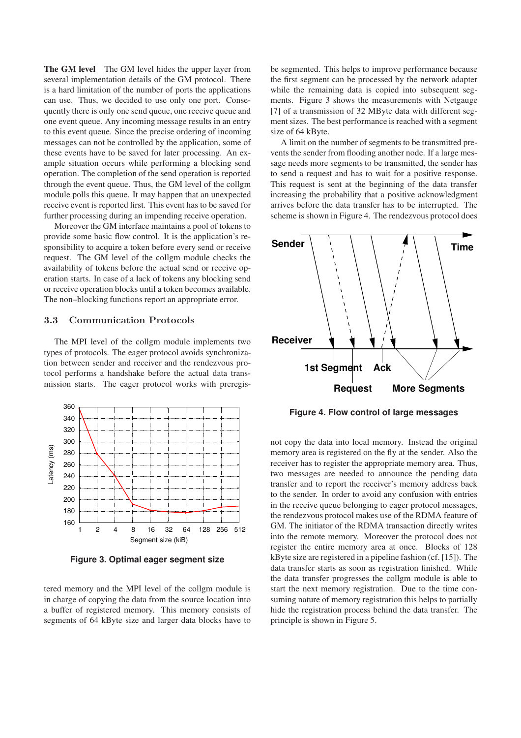**The GM level** The GM level hides the upper layer from several implementation details of the GM protocol. There is a hard limitation of the number of ports the applications can use. Thus, we decided to use only one port. Consequently there is only one send queue, one receive queue and one event queue. Any incoming message results in an entry to this event queue. Since the precise ordering of incoming messages can not be controlled by the application, some of these events have to be saved for later processing. An example situation occurs while performing a blocking send operation. The completion of the send operation is reported through the event queue. Thus, the GM level of the collgm module polls this queue. It may happen that an unexpected receive event is reported first. This event has to be saved for further processing during an impending receive operation.

Moreover the GM interface maintains a pool of tokens to provide some basic flow control. It is the application's responsibility to acquire a token before every send or receive request. The GM level of the collgm module checks the availability of tokens before the actual send or receive operation starts. In case of a lack of tokens any blocking send or receive operation blocks until a token becomes available. The non–blocking functions report an appropriate error.

### 3.3 Communication Protocols

The MPI level of the collgm module implements two types of protocols. The eager protocol avoids synchronization between sender and receiver and the rendezvous protocol performs a handshake before the actual data transmission starts. The eager protocol works with preregistered memory and the MPI level of the collgm module is in charge of copying the data from the source location into a buffer of registered memory. This memory consists of segments of 64 kByte size and larger data blocks have to be segmented. This helps to improve performance because the first segment can be processed by the network adapter while the remaining data is copied into subsequent segments. Figure 3 shows the measurements with Netgauge [7] of a transmission of 32 MByte data with different segment sizes. The best performance is reached with a segment size of 64 kByte.

**Figure 3. Optimal eager segment size**

A limit on the number of segments to be transmitted prevents the sender from flooding another node. If a large message needs more segments to be transmitted, the sender has to send a request and has to wait for a positive response. This request is sent at the beginning of the data transfer increasing the probability that a positive acknowledgment arrives before the data transfer has to be interrupted. The scheme is shown in Figure 4. The rendezvous protocol does not copy the data into local memory. Instead the original memory area is registered on the fly at the sender. Also the receiver has to register the appropriate memory area. Thus, two messages are needed to announce the pending data transfer and to report the receiver's memory address back to the sender. In order to avoid any confusion with entries in the receive queue belonging to eager protocol messages, the rendezvous protocol makes use of the RDMA feature of GM. The initiator of the RDMA transaction directly writes into the remote memory. Moreover the protocol does not register the entire memory area at once. Blocks of 128 kByte size are registered in a pipeline fashion (cf. [15]). The data transfer starts as soon as registration finished. While the data transfer progresses the collgm module is able to start the next memory registration. Due to the time consuming nature of memory registration this helps to partially hide the registration process behind the data transfer. The principle is shown in Figure 5.

**Figure 4. Flow control of large messages**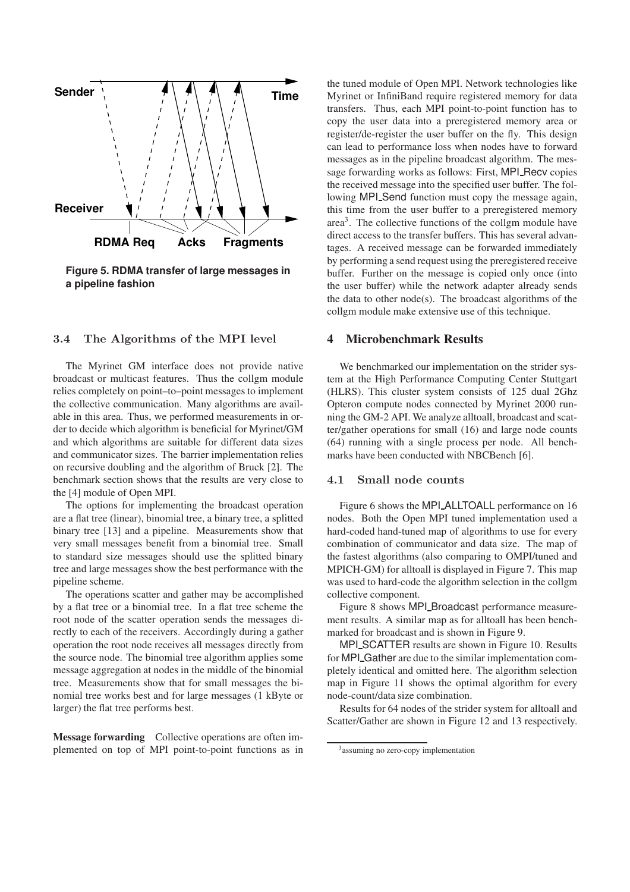**Figure 5. RDMA transfer of large messages in a pipeline fashion**

### 3.4 The Algorithms of the MPI level

The Myrinet GM interface does not provide native broadcast or multicast features. Thus the collgm module relies completely on point–to–point messages to implement the collective communication. Many algorithms are available in this area. Thus, we performed measurements in order to decide which algorithm is beneficial for Myrinet/GM and which algorithms are suitable for different data sizes and communicator sizes. The barrier implementation relies on recursive doubling and the algorithm of Bruck [2]. The benchmark section shows that the results are very close to the [4] module of Open MPI.

The options for implementing the broadcast operation are a flat tree (linear), binomial tree, a binary tree, a splitted binary tree [13] and a pipeline. Measurements show that very small messages benefit from a binomial tree. Small to standard size messages should use the splitted binary tree and large messages show the best performance with the pipeline scheme.

The operations scatter and gather may be accomplished by a flat tree or a binomial tree. In a flat tree scheme the root node of the scatter operation sends the messages directly to each of the receivers. Accordingly during a gather operation the root node receives all messages directly from the source node. The binomial tree algorithm applies some message aggregation at nodes in the middle of the binomial tree. Measurements show that for small messages the binomial tree works best and for large messages (1 kByte or larger) the flat tree performs best.

**Message forwarding** Collective operations are often implemented on top of MPI point-to-point functions as in the tuned module of Open MPI. Network technologies like Myrinet or InfiniBand require registered memory for data transfers. Thus, each MPI point-to-point function has to copy the user data into a preregistered memory area or register/de-register the user buffer on the fly. This design can lead to performance loss when nodes have to forward messages as in the pipeline broadcast algorithm. The message forwarding works as follows: First, MPI_Recv copies the received message into the specified user buffer. The following MPI_Send function must copy the message again, this time from the user buffer to a preregistered memory area[3]. The collective functions of the collgm module have direct access to the transfer buffers. This has several advantages. A received message can be forwarded immediately by performing a send request using the preregistered receive buffer. Further on the message is copied only once (into the user buffer) while the network adapter already sends the data to other node(s). The broadcast algorithms of the collgm module make extensive use of this technique.

## 4 Microbenchmark Results

We benchmarked our implementation on the strider system at the High Performance Computing Center Stuttgart (HLRS). This cluster system consists of 125 dual 2Ghz Opteron compute nodes connected by Myrinet 2000 running the GM-2 API. We analyze alltoall, broadcast and scatter/gather operations for small (16) and large node counts (64) running with a single process per node. All benchmarks have been conducted with NBCBench [6].

### 4.1 Small node counts

Figure 6 shows the MPI_ALLTOALL performance on 16 nodes. Both the Open MPI tuned implementation used a hard-coded hand-tuned map of algorithms to use for every combination of communicator and data size. The map of the fastest algorithms (also comparing to OMPI/tuned and MPICH-GM) for alltoall is displayed in Figure 7. This map was used to hard-code the algorithm selection in the collgm collective component.

Figure 8 shows MPI_Broadcast performance measurement results. A similar map as for alltoall has been benchmarked for broadcast and is shown in Figure 9.

MPI_SCATTER results are shown in Figure 10. Results for MPI_Gather are due to the similar implementation completely identical and omitted here. The algorithm selection map in Figure 11 shows the optimal algorithm for every node-count/data size combination.

Results for 64 nodes of the strider system for alltoall and Scatter/Gather are shown in Figure 12 and 13 respectively.

[3] assuming no zero-copy implementation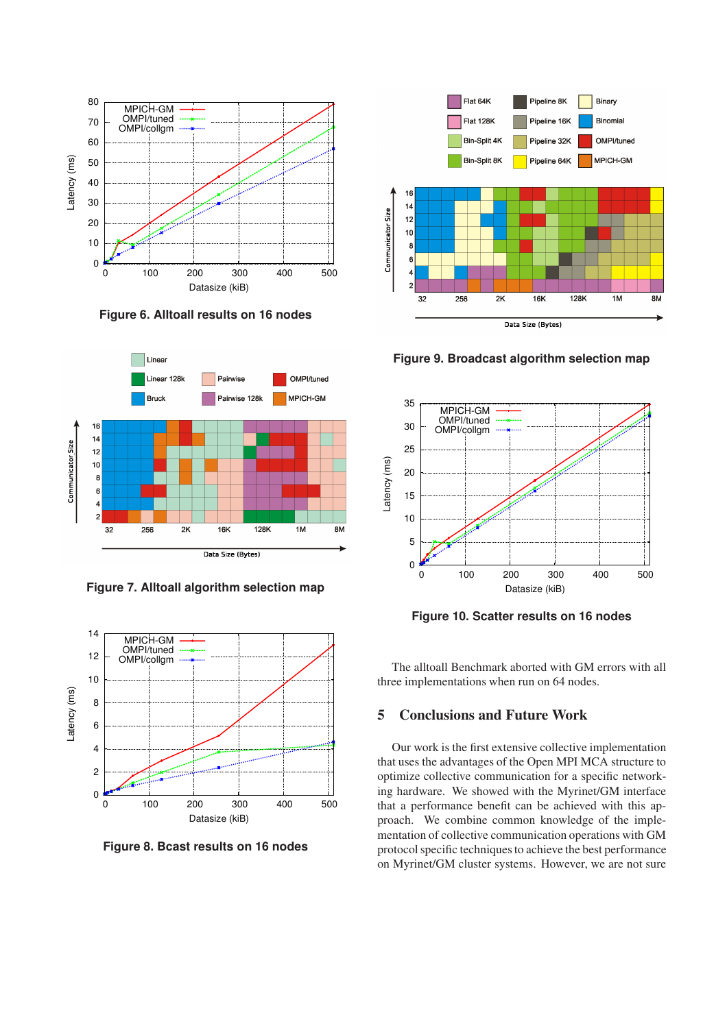Figure 6. Alltoall results on 16 nodes

Figure 7. Alltoall algorithm selection map

Figure 8. Bcast results on 16 nodes

Figure 9. Broadcast algorithm selection map

Figure 10. Scatter results on 16 nodes

The alltoall Benchmark aborted with GM errors with all three implementations when run on 64 nodes.

## 5 Conclusions and Future Work

Our work is the first extensive collective implementation that uses the advantages of the Open MPI MCA structure to optimize collective communication for a specific networking hardware. We showed with the Myrinet/GM interface that a performance benefit can be achieved with this approach. We combine common knowledge of the implementation of collective communication operations with GM protocol specific techniques to achieve the best performance on Myrinet/GM cluster systems. However, we are not sure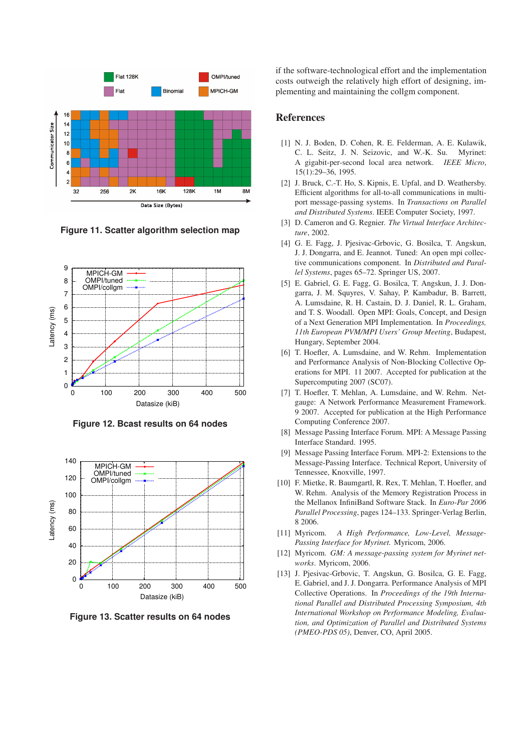Figure 11. Scatter algorithm selection map

Figure 12. Bcast results on 64 nodes

Figure 13. Scatter results on 64 nodes

if the software-technological effort and the implementation costs outweigh the relatively high effort of designing, implementing and maintaining the collgm component.

## References

[1] N. J. Boden, D. Cohen, R. E. Felderman, A. E. Kulawik, C. L. Seitz, J. N. Seizovic, and W.-K. Su. Myrinet: A gigabit-per-second local area network. *IEEE Micro*, 15(1):29–36, 1995.

[2] J. Bruck, C.-T. Ho, S. Kipnis, E. Upfal, and D. Weathersby. Efficient algorithms for all-to-all communications in multiport message-passing systems. In *Transactions on Parallel and Distributed Systems*. IEEE Computer Society, 1997.

[3] D. Cameron and G. Regnier. *The Virtual Interface Architecture*, 2002.

[4] G. E. Fagg, G. E. Fagg, J. Pjesivac-Grbovic, G. Bosilca, T. Angskun, J. J. Dongarra, and E. Jeannot. Tuned: An open mpi collective communications component. In *Distributed and Parallel Systems*, pages 65–72. Springer US, 2007.

[5] E. Gabriel, G. E. Fagg, G. Bosilca, T. Angskun, J. J. Dongarra, J. M. Squyres, V. Sahay, P. Kambadur, B. Barrett, A. Lumsdaine, R. H. Castain, D. J. Daniel, R. L. Graham, and T. S. Woodall. Open MPI: Goals, Concept, and Design of a Next Generation MPI Implementation. In *Proceedings, 11th European PVM/MPI Users' Group Meeting*, Budapest, Hungary, September 2004.

[6] T. Hoefler, A. Lumsdaine, and W. Rehm. Implementation and Performance Analysis of Non-Blocking Collective Operations for MPI. 11 2007. Accepted for publication at the Supercomputing 2007 (SC07).

[7] T. Hoefler, T. Mehlan, A. Lumsdaine, and W. Rehm. Netgauge: A Network Performance Measurement Framework. 9 2007. Accepted for publication at the High Performance Computing Conference 2007.

[8] Message Passing Interface Forum. MPI: A Message Passing Interface Standard. 1995.

[9] Message Passing Interface Forum. MPI-2: Extensions to the Message-Passing Interface. Technical Report, University of Tennessee, Knoxville, 1997.

[10] F. Mietke, R. Baumgartl, R. Rex, T. Mehlan, T. Hoefler, and W. Rehm. Analysis of the Memory Registration Process in the Mellanox InfiniBand Software Stack. In *Euro-Par 2006 Parallel Processing*, pages 124–133. Springer-Verlag Berlin, 8 2006.

[11] Myricom. *A High Performance, Low-Level, Message-Passing Interface for Myrinet*. Myricom, 2006.

[12] Myricom. *GM: A message-passing system for Myrinet networks*. Myricom, 2006.

[13] J. Pjesivac-Grbovic, T. Angskun, G. Bosilca, G. E. Fagg, E. Gabriel, and J. J. Dongarra. Performance Analysis of MPI Collective Operations. In *Proceedings of the 19th International Parallel and Distributed Processing Symposium, 4th International Workshop on Performance Modeling, Evaluation, and Optimization of Parallel and Distributed Systems (PMEO-PDS 05)*, Denver, CO, April 2005.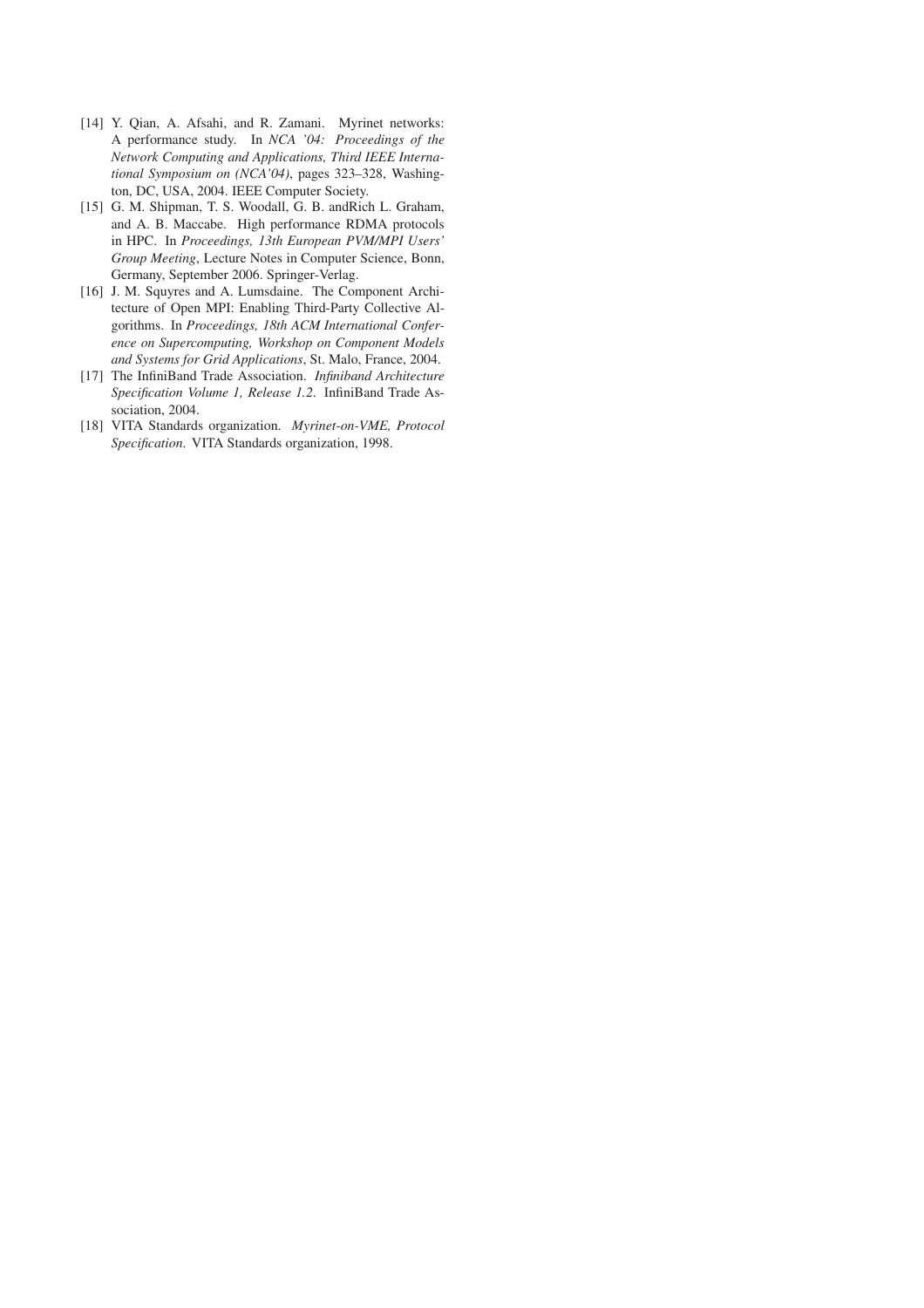[14] Y. Qian, A. Afsahi, and R. Zamani. Myrinet networks: A performance study. In *NCA '04: Proceedings of the Network Computing and Applications, Third IEEE International Symposium on (NCA'04)*, pages 323–328, Washington, DC, USA, 2004. IEEE Computer Society.

[15] G. M. Shipman, T. S. Woodall, G. B. andRich L. Graham, and A. B. Maccabe. High performance RDMA protocols in HPC. In *Proceedings, 13th European PVM/MPI Users' Group Meeting*, Lecture Notes in Computer Science, Bonn, Germany, September 2006. Springer-Verlag.

[16] J. M. Squyres and A. Lumsdaine. The Component Architecture of Open MPI: Enabling Third-Party Collective Algorithms. In *Proceedings, 18th ACM International Conference on Supercomputing, Workshop on Component Models and Systems for Grid Applications*, St. Malo, France, 2004.

[17] The InfiniBand Trade Association. *Infiniband Architecture Specification Volume 1, Release 1.2*. InfiniBand Trade Association, 2004.

[18] VITA Standards organization. *Myrinet-on-VME, Protocol Specification*. VITA Standards organization, 1998.